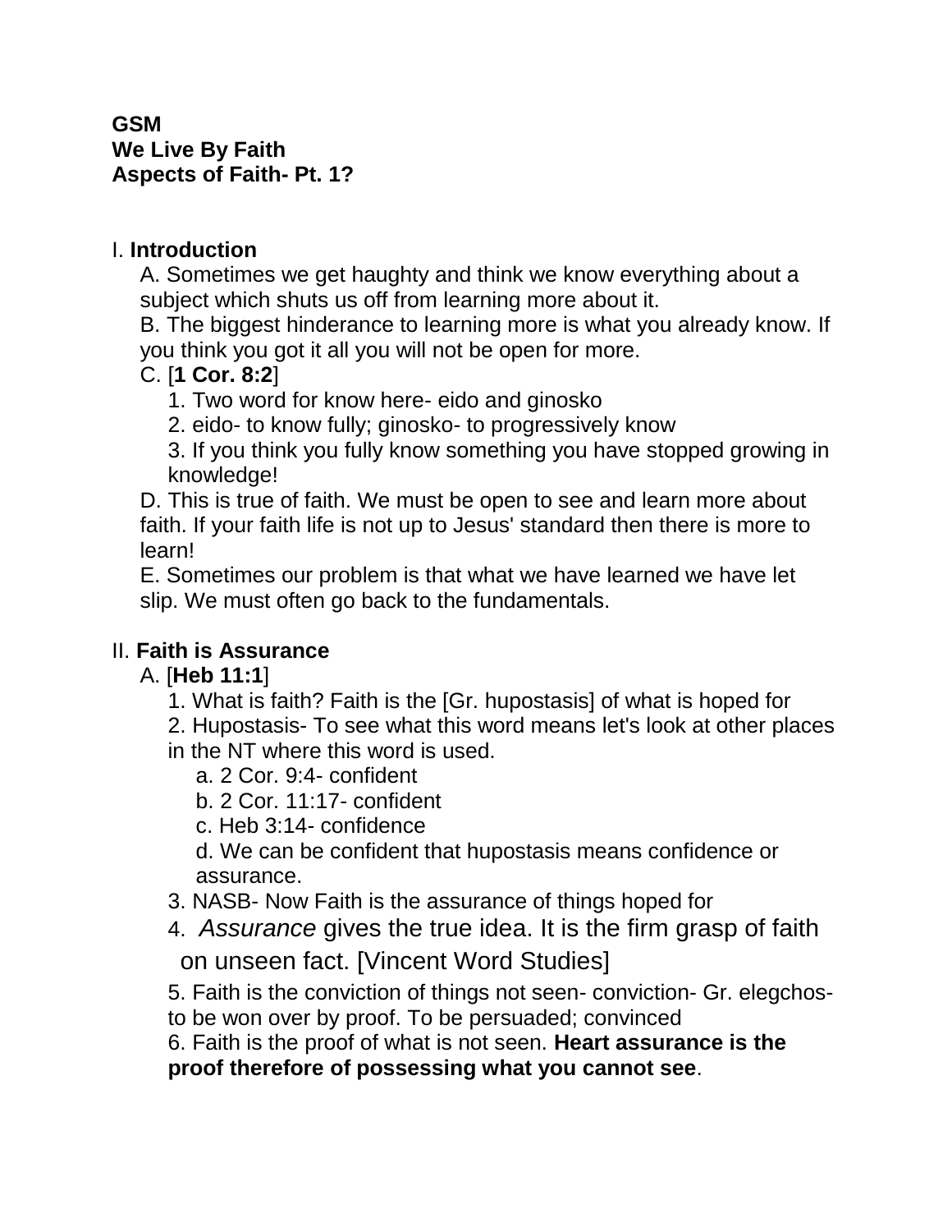**GSM**
**We Live By Faith**
**Aspects of Faith- Pt. 1?**

I. **Introduction**

A. Sometimes we get haughty and think we know everything about a subject which shuts us off from learning more about it.

B. The biggest hinderance to learning more is what you already know. If you think you got it all you will not be open for more.

C. [**1 Cor. 8:2**]

1. Two word for know here- eido and ginosko
2. eido- to know fully; ginosko- to progressively know
3. If you think you fully know something you have stopped growing in knowledge!

D. This is true of faith. We must be open to see and learn more about faith. If your faith life is not up to Jesus' standard then there is more to learn!

E. Sometimes our problem is that what we have learned we have let slip. We must often go back to the fundamentals.

II. **Faith is Assurance**

A. [**Heb 11:1**]

1. What is faith? Faith is the [Gr. hupostasis] of what is hoped for
2. Hupostasis- To see what this word means let's look at other places in the NT where this word is used.
   a. 2 Cor. 9:4- confident
   b. 2 Cor. 11:17- confident
   c. Heb 3:14- confidence
   d. We can be confident that hupostasis means confidence or assurance.
3. NASB- Now Faith is the assurance of things hoped for
4. *Assurance* gives the true idea. It is the firm grasp of faith on unseen fact. [Vincent Word Studies]
5. Faith is the conviction of things not seen- conviction- Gr. elegchos- to be won over by proof. To be persuaded; convinced
6. Faith is the proof of what is not seen. **Heart assurance is the proof therefore of possessing what you cannot see**.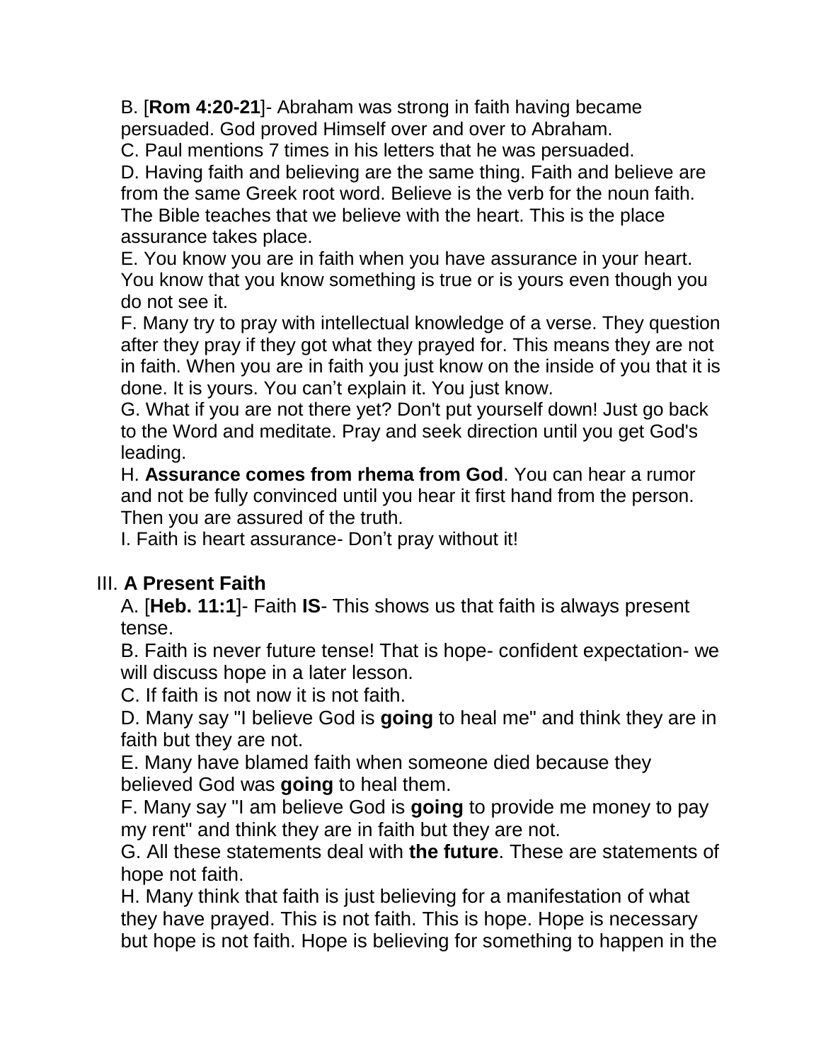B. [**Rom 4:20-21**]- Abraham was strong in faith having became persuaded. God proved Himself over and over to Abraham.
C. Paul mentions 7 times in his letters that he was persuaded.
D. Having faith and believing are the same thing. Faith and believe are from the same Greek root word. Believe is the verb for the noun faith. The Bible teaches that we believe with the heart. This is the place assurance takes place.
E. You know you are in faith when you have assurance in your heart. You know that you know something is true or is yours even though you do not see it.
F. Many try to pray with intellectual knowledge of a verse. They question after they pray if they got what they prayed for. This means they are not in faith. When you are in faith you just know on the inside of you that it is done. It is yours. You can't explain it. You just know.
G. What if you are not there yet? Don't put yourself down! Just go back to the Word and meditate. Pray and seek direction until you get God's leading.
H. **Assurance comes from rhema from God**. You can hear a rumor and not be fully convinced until you hear it first hand from the person. Then you are assured of the truth.
I. Faith is heart assurance- Don't pray without it!

III. **A Present Faith**

A. [**Heb. 11:1**]- Faith **IS**- This shows us that faith is always present tense.
B. Faith is never future tense! That is hope- confident expectation- we will discuss hope in a later lesson.
C. If faith is not now it is not faith.
D. Many say "I believe God is **going** to heal me" and think they are in faith but they are not.
E. Many have blamed faith when someone died because they believed God was **going** to heal them.
F. Many say "I am believe God is **going** to provide me money to pay my rent" and think they are in faith but they are not.
G. All these statements deal with **the future**. These are statements of hope not faith.
H. Many think that faith is just believing for a manifestation of what they have prayed. This is not faith. This is hope. Hope is necessary but hope is not faith. Hope is believing for something to happen in the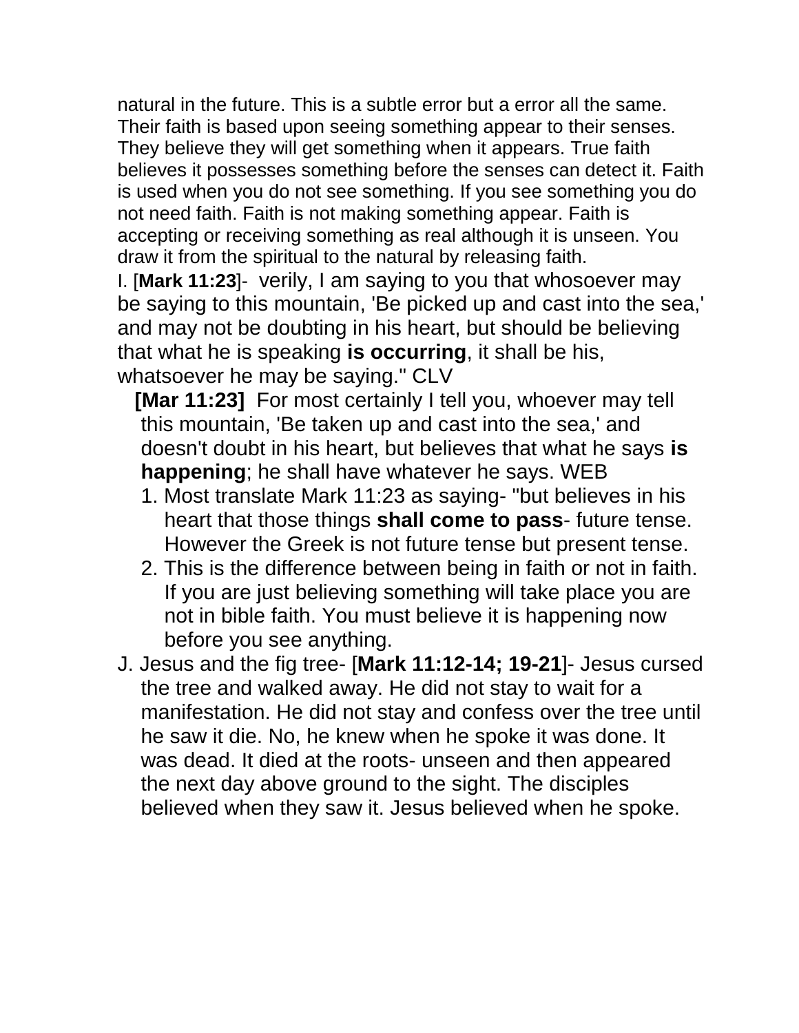natural in the future. This is a subtle error but a error all the same. Their faith is based upon seeing something appear to their senses. They believe they will get something when it appears. True faith believes it possesses something before the senses can detect it. Faith is used when you do not see something. If you see something you do not need faith. Faith is not making something appear. Faith is accepting or receiving something as real although it is unseen. You draw it from the spiritual to the natural by releasing faith.

I. [**Mark 11:23**]- verily, I am saying to you that whosoever may be saying to this mountain, 'Be picked up and cast into the sea,' and may not be doubting in his heart, but should be believing that what he is speaking **is occurring**, it shall be his, whatsoever he may be saying." CLV

**[Mar 11:23]** For most certainly I tell you, whoever may tell this mountain, 'Be taken up and cast into the sea,' and doesn't doubt in his heart, but believes that what he says **is happening**; he shall have whatever he says. WEB

1. Most translate Mark 11:23 as saying- "but believes in his heart that those things **shall come to pass**- future tense. However the Greek is not future tense but present tense.
2. This is the difference between being in faith or not in faith. If you are just believing something will take place you are not in bible faith. You must believe it is happening now before you see anything.

J. Jesus and the fig tree- [**Mark 11:12-14; 19-21**]- Jesus cursed the tree and walked away. He did not stay to wait for a manifestation. He did not stay and confess over the tree until he saw it die. No, he knew when he spoke it was done. It was dead. It died at the roots- unseen and then appeared the next day above ground to the sight. The disciples believed when they saw it. Jesus believed when he spoke.